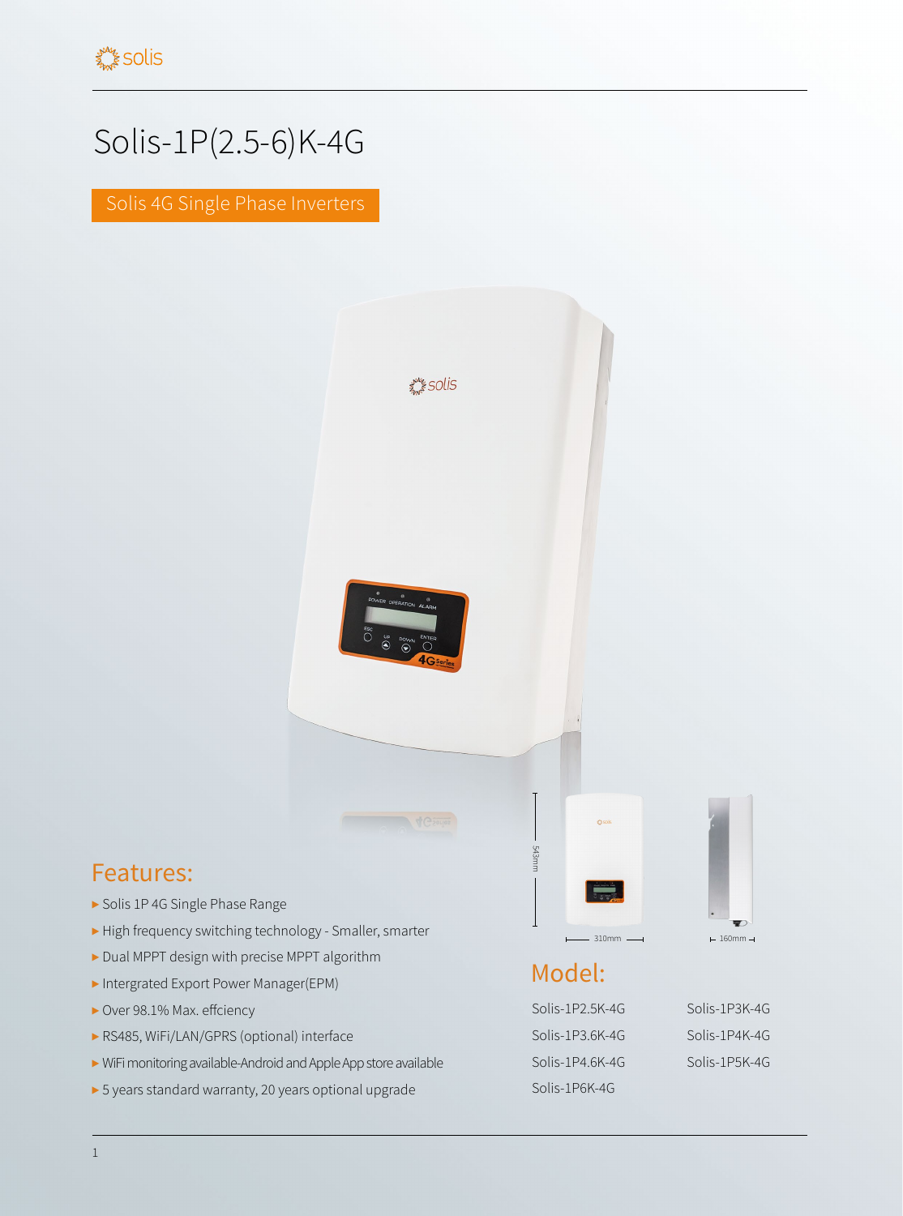# Solis-1P(2.5-6)K-4G

Solis 4G Single Phase Inverters

543mm

310mm

160mm

## Features:

- Solis 1P 4G Single Phase Range
- High frequency switching technology - Smaller, smarter
- Dual MPPT design with precise MPPT algorithm
- Intergrated Export Power Manager(EPM)
- Over 98.1% Max. effciency
- RS485, WiFi/LAN/GPRS (optional) interface
- WiFi monitoring available-Android and Apple App store available
- 5 years standard warranty, 20 years optional upgrade

## Model:

Solis-1P2.5K-4G

Solis-1P3K-4G

Solis-1P3.6K-4G

Solis-1P4K-4G

Solis-1P4.6K-4G

Solis-1P5K-4G

Solis-1P6K-4G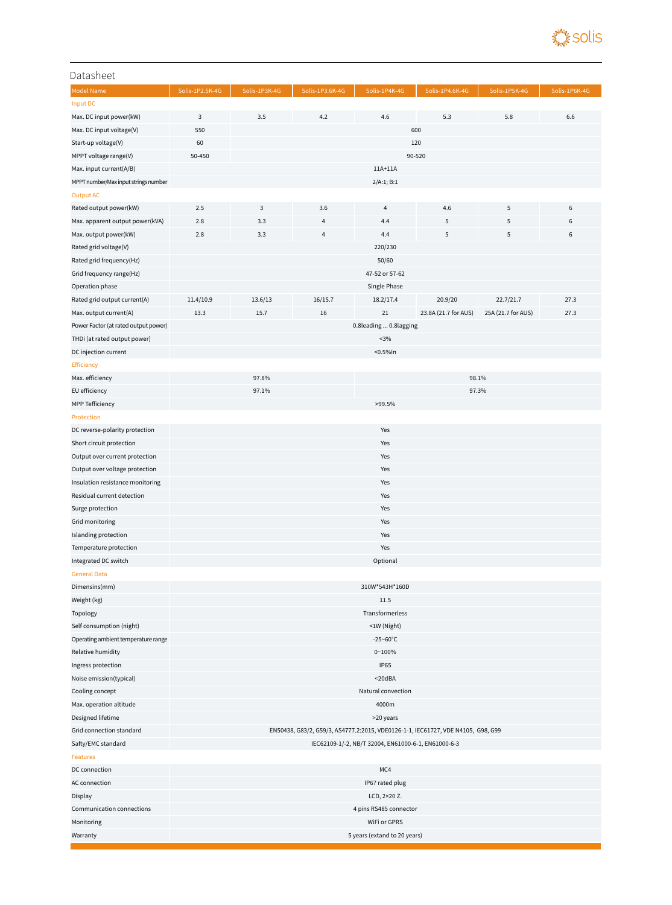## Datasheet

| Model Name | Solis-1P2.5K-4G | Solis-1P3K-4G | Solis-1P3.6K-4G | Solis-1P4K-4G | Solis-1P4.6K-4G | Solis-1P5K-4G | Solis-1P6K-4G |
|---|---|---|---|---|---|---|---|
| **Input DC** | | | | | | | |
| Max. DC input power(kW) | 3 | 3.5 | 4.2 | 4.6 | 5.3 | 5.8 | 6.6 |
| Max. DC input voltage(V) | 550 | 600 | | | | | |
| Start-up voltage(V) | 60 | 120 | | | | | |
| MPPT voltage range(V) | 50-450 | 90-520 | | | | | |
| Max. input current(A/B) | 11A+11A | | | | | | |
| MPPT number/Max input strings number | 2/A:1; B:1 | | | | | | |
| **Output AC** | | | | | | | |
| Rated output power(kW) | 2.5 | 3 | 3.6 | 4 | 4.6 | 5 | 6 |
| Max. apparent output power(kVA) | 2.8 | 3.3 | 4 | 4.4 | 5 | 5 | 6 |
| Max. output power(kW) | 2.8 | 3.3 | 4 | 4.4 | 5 | 5 | 6 |
| Rated grid voltage(V) | 220/230 | | | | | | |
| Rated grid frequency(Hz) | 50/60 | | | | | | |
| Grid frequency range(Hz) | 47-52 or 57-62 | | | | | | |
| Operation phase | Single Phase | | | | | | |
| Rated grid output current(A) | 11.4/10.9 | 13.6/13 | 16/15.7 | 18.2/17.4 | 20.9/20 | 22.7/21.7 | 27.3 |
| Max. output current(A) | 13.3 | 15.7 | 16 | 21 | 23.8A (21.7 for AUS) | 25A (21.7 for AUS) | 27.3 |
| Power Factor (at rated output power) | 0.8leading ... 0.8lagging | | | | | | |
| THDi (at rated output power) | <3% | | | | | | |
| DC injection current | <0.5%In | | | | | | |
| **Efficiency** | | | | | | | |
| Max. efficiency | 97.8% | | | 98.1% | | | |
| EU efficiency | 97.1% | | | 97.3% | | | |
| MPP Tefficiency | >99.5% | | | | | | |
| **Protection** | | | | | | | |
| DC reverse-polarity protection | Yes | | | | | | |
| Short circuit protection | Yes | | | | | | |
| Output over current protection | Yes | | | | | | |
| Output over voltage protection | Yes | | | | | | |
| Insulation resistance monitoring | Yes | | | | | | |
| Residual current detection | Yes | | | | | | |
| Surge protection | Yes | | | | | | |
| Grid monitoring | Yes | | | | | | |
| Islanding protection | Yes | | | | | | |
| Temperature protection | Yes | | | | | | |
| Integrated DC switch | Optional | | | | | | |
| **General Data** | | | | | | | |
| Dimensins(mm) | 310W*543H*160D | | | | | | |
| Weight (kg) | 11.5 | | | | | | |
| Topology | Transformerless | | | | | | |
| Self consumption (night) | <1W (Night) | | | | | | |
| Operating ambient temperature range | -25~60°C | | | | | | |
| Relative humidity | 0~100% | | | | | | |
| Ingress protection | IP65 | | | | | | |
| Noise emission(typical) | <20dBA | | | | | | |
| Cooling concept | Natural convection | | | | | | |
| Max. operation altitude | 4000m | | | | | | |
| Designed lifetime | >20 years | | | | | | |
| Grid connection standard | EN50438, G83/2, G59/3, AS4777.2:2015, VDE0126-1-1, IEC61727, VDE N4105, G98, G99 | | | | | | |
| Safty/EMC standard | IEC62109-1/-2, NB/T 32004, EN61000-6-1, EN61000-6-3 | | | | | | |
| **Features** | | | | | | | |
| DC connection | MC4 | | | | | | |
| AC connection | IP67 rated plug | | | | | | |
| Display | LCD, 2×20 Z. | | | | | | |
| Communication connections | 4 pins RS485 connector | | | | | | |
| Monitoring | WiFi or GPRS | | | | | | |
| Warranty | 5 years (extand to 20 years) | | | | | | |